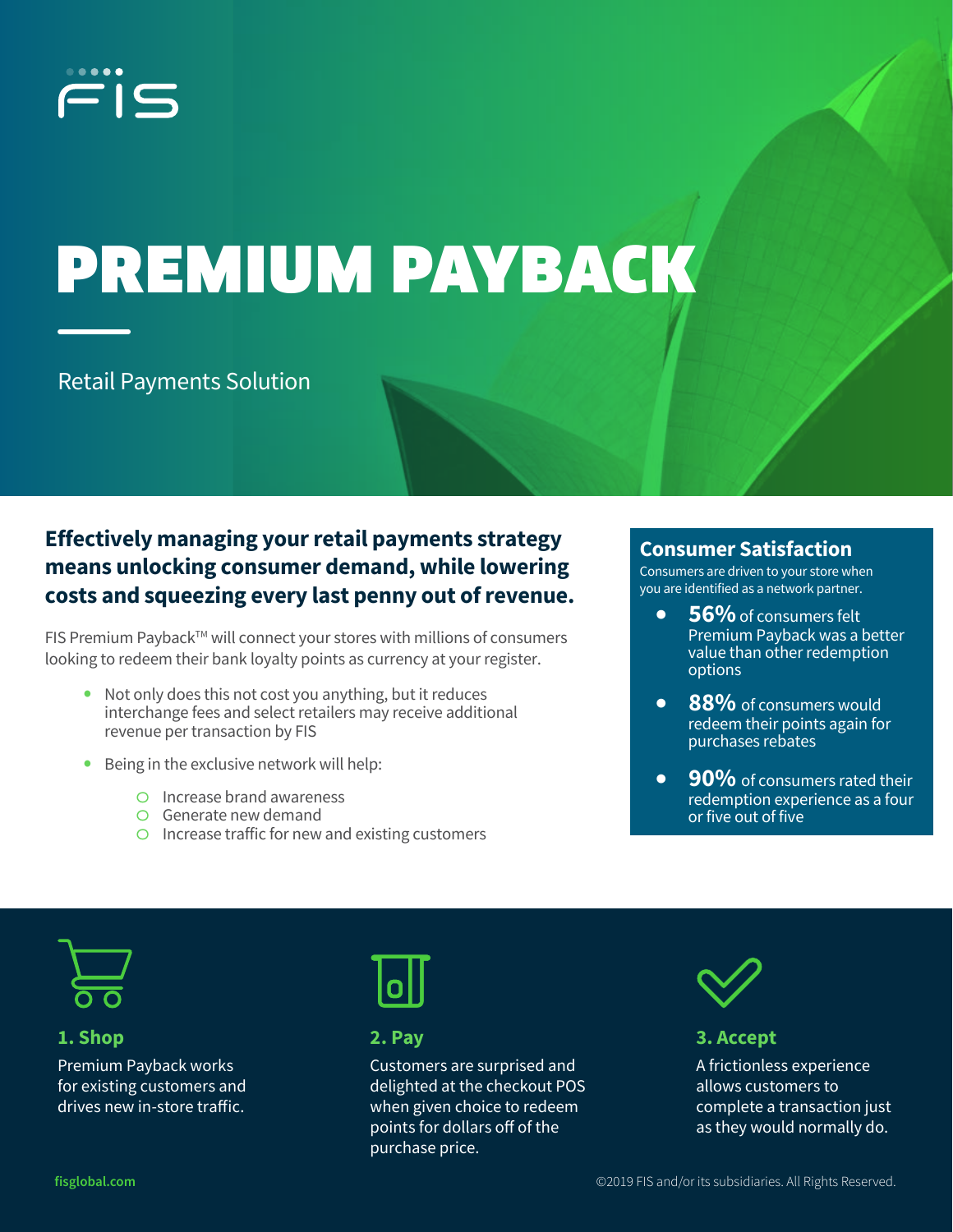# PREMIUM PAYBACK

Retail Payments Solution

## Effectively managing your retail payments strategy means unlocking consumer demand, while lowering costs and squeezing every last penny out of revenue.

FIS Premium Payback™ will connect your stores with millions of consumers looking to redeem their bank loyalty points as currency at your register.

- Not only does this not cost you anything, but it reduces interchange fees and select retailers may receive additional revenue per transaction by FIS
- Being in the exclusive network will help:
  - Increase brand awareness
  - Generate new demand
  - Increase traffic for new and existing customers

### Consumer Satisfaction

Consumers are driven to your store when you are identified as a network partner.

- **56%** of consumers felt Premium Payback was a better value than other redemption options
- **88%** of consumers would redeem their points again for purchases rebates
- **90%** of consumers rated their redemption experience as a four or five out of five

### 1. Shop

Premium Payback works for existing customers and drives new in-store traffic.

### 2. Pay

Customers are surprised and delighted at the checkout POS when given choice to redeem points for dollars off of the purchase price.

### 3. Accept

A frictionless experience allows customers to complete a transaction just as they would normally do.

fisglobal.com

©2019 FIS and/or its subsidiaries. All Rights Reserved.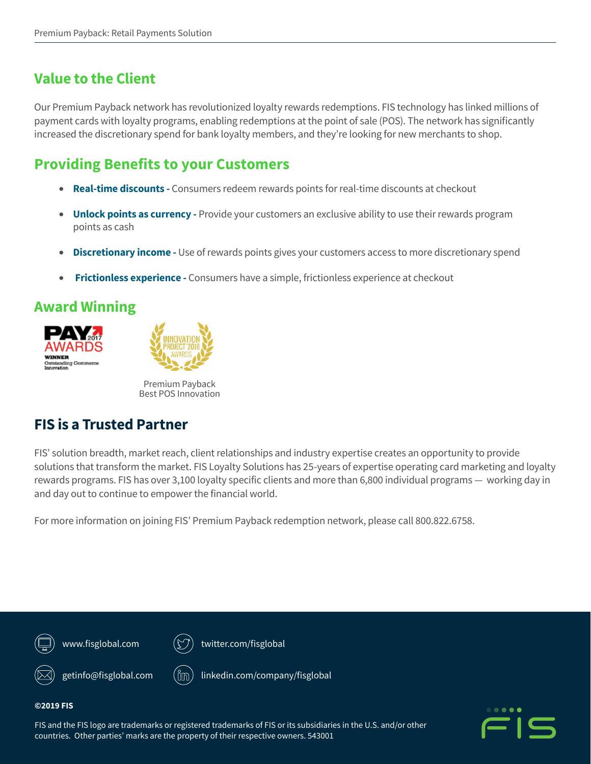## Value to the Client

Our Premium Payback network has revolutionized loyalty rewards redemptions. FIS technology has linked millions of payment cards with loyalty programs, enabling redemptions at the point of sale (POS). The network has significantly increased the discretionary spend for bank loyalty members, and they're looking for new merchants to shop.

## Providing Benefits to your Customers

- **Real-time discounts -** Consumers redeem rewards points for real-time discounts at checkout
- **Unlock points as currency -** Provide your customers an exclusive ability to use their rewards program points as cash
- **Discretionary income -** Use of rewards points gives your customers access to more discretionary spend
- **Frictionless experience -** Consumers have a simple, frictionless experience at checkout

## Award Winning

PAY 2017 AWARDS
WINNER
Outstanding Commerce Innovation

INNOVATION PROJECT 2016 AWARDS

Premium Payback
Best POS Innovation

## FIS is a Trusted Partner

FIS' solution breadth, market reach, client relationships and industry expertise creates an opportunity to provide solutions that transform the market. FIS Loyalty Solutions has 25-years of expertise operating card marketing and loyalty rewards programs. FIS has over 3,100 loyalty specific clients and more than 6,800 individual programs — working day in and day out to continue to empower the financial world.

For more information on joining FIS' Premium Payback redemption network, please call 800.822.6758.

www.fisglobal.com

twitter.com/fisglobal

getinfo@fisglobal.com

linkedin.com/company/fisglobal

**©2019 FIS**

FIS and the FIS logo are trademarks or registered trademarks of FIS or its subsidiaries in the U.S. and/or other countries. Other parties' marks are the property of their respective owners. 543001